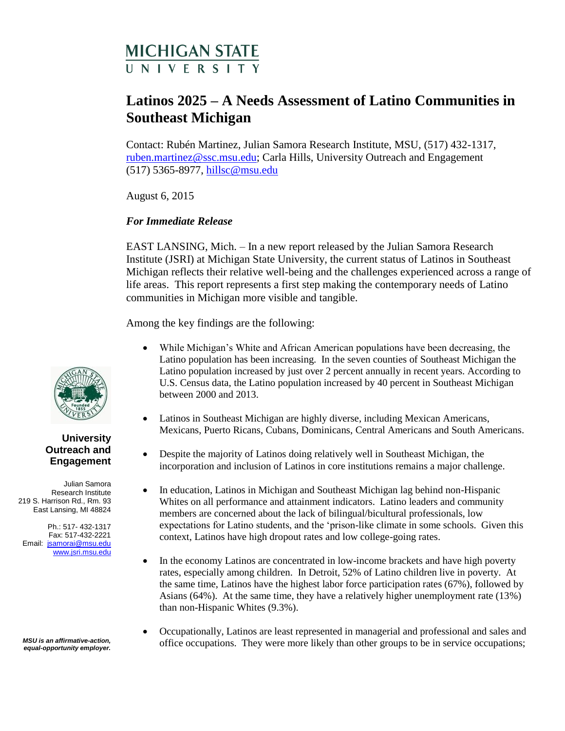MICHIGAN STATE UNIVERSITY

# Latinos 2025 – A Needs Assessment of Latino Communities in Southeast Michigan

Contact: Rubén Martinez, Julian Samora Research Institute, MSU, (517) 432-1317, ruben.martinez@ssc.msu.edu; Carla Hills, University Outreach and Engagement (517) 5365-8977, hillsc@msu.edu

August 6, 2015

***For Immediate Release***

EAST LANSING, Mich. – In a new report released by the Julian Samora Research Institute (JSRI) at Michigan State University, the current status of Latinos in Southeast Michigan reflects their relative well-being and the challenges experienced across a range of life areas. This report represents a first step making the contemporary needs of Latino communities in Michigan more visible and tangible.

Among the key findings are the following:

- While Michigan's White and African American populations have been decreasing, the Latino population has been increasing. In the seven counties of Southeast Michigan the Latino population increased by just over 2 percent annually in recent years. According to U.S. Census data, the Latino population increased by 40 percent in Southeast Michigan between 2000 and 2013.
- Latinos in Southeast Michigan are highly diverse, including Mexican Americans, Mexicans, Puerto Ricans, Cubans, Dominicans, Central Americans and South Americans.
- Despite the majority of Latinos doing relatively well in Southeast Michigan, the incorporation and inclusion of Latinos in core institutions remains a major challenge.
- In education, Latinos in Michigan and Southeast Michigan lag behind non-Hispanic Whites on all performance and attainment indicators. Latino leaders and community members are concerned about the lack of bilingual/bicultural professionals, low expectations for Latino students, and the 'prison-like climate in some schools. Given this context, Latinos have high dropout rates and low college-going rates.
- In the economy Latinos are concentrated in low-income brackets and have high poverty rates, especially among children. In Detroit, 52% of Latino children live in poverty. At the same time, Latinos have the highest labor force participation rates (67%), followed by Asians (64%). At the same time, they have a relatively higher unemployment rate (13%) than non-Hispanic Whites (9.3%).
- Occupationally, Latinos are least represented in managerial and professional and sales and office occupations. They were more likely than other groups to be in service occupations;

**University Outreach and Engagement**

Julian Samora Research Institute
219 S. Harrison Rd., Rm. 93
East Lansing, MI 48824

Ph.: 517- 432-1317
Fax: 517-432-2221
Email: jsamorai@msu.edu
www.jsri.msu.edu

***MSU is an affirmative-action, equal-opportunity employer.***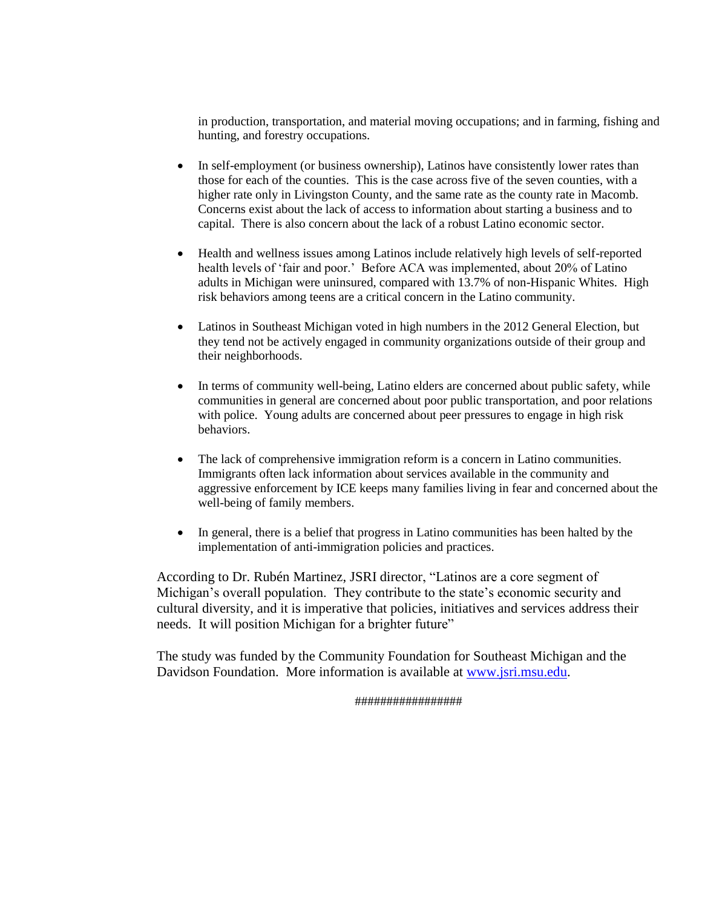in production, transportation, and material moving occupations; and in farming, fishing and hunting, and forestry occupations.

- In self-employment (or business ownership), Latinos have consistently lower rates than those for each of the counties. This is the case across five of the seven counties, with a higher rate only in Livingston County, and the same rate as the county rate in Macomb. Concerns exist about the lack of access to information about starting a business and to capital. There is also concern about the lack of a robust Latino economic sector.

- Health and wellness issues among Latinos include relatively high levels of self-reported health levels of 'fair and poor.' Before ACA was implemented, about 20% of Latino adults in Michigan were uninsured, compared with 13.7% of non-Hispanic Whites. High risk behaviors among teens are a critical concern in the Latino community.

- Latinos in Southeast Michigan voted in high numbers in the 2012 General Election, but they tend not be actively engaged in community organizations outside of their group and their neighborhoods.

- In terms of community well-being, Latino elders are concerned about public safety, while communities in general are concerned about poor public transportation, and poor relations with police. Young adults are concerned about peer pressures to engage in high risk behaviors.

- The lack of comprehensive immigration reform is a concern in Latino communities. Immigrants often lack information about services available in the community and aggressive enforcement by ICE keeps many families living in fear and concerned about the well-being of family members.

- In general, there is a belief that progress in Latino communities has been halted by the implementation of anti-immigration policies and practices.

According to Dr. Rubén Martinez, JSRI director, "Latinos are a core segment of Michigan's overall population. They contribute to the state's economic security and cultural diversity, and it is imperative that policies, initiatives and services address their needs. It will position Michigan for a brighter future"

The study was funded by the Community Foundation for Southeast Michigan and the Davidson Foundation. More information is available at www.jsri.msu.edu.

################